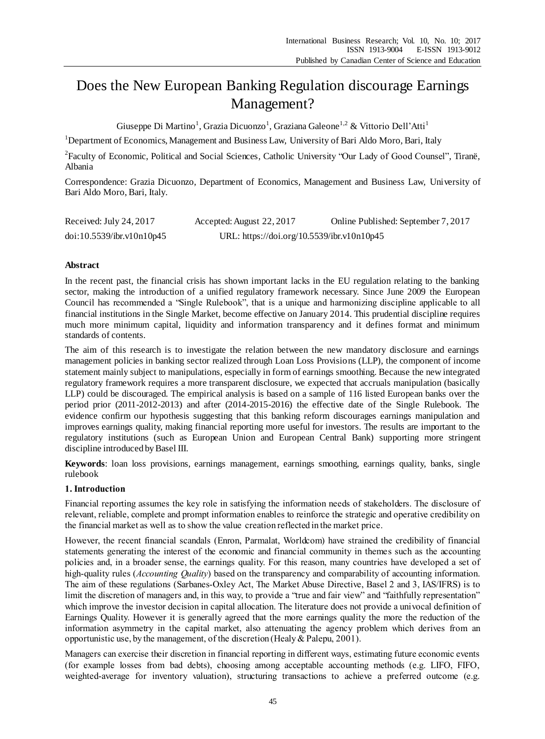# Does the New European Banking Regulation discourage Earnings Management?

Giuseppe Di Martino[1], Grazia Dicuonzo[1], Graziana Galeone[1,2] & Vittorio Dell'Atti[1]

[1]Department of Economics, Management and Business Law, University of Bari Aldo Moro, Bari, Italy

[2]Faculty of Economic, Political and Social Sciences, Catholic University "Our Lady of Good Counsel", Tiranë, Albania

Correspondence: Grazia Dicuonzo, Department of Economics, Management and Business Law, University of Bari Aldo Moro, Bari, Italy.

Received: July 24, 2017 Accepted: August 22, 2017 Online Published: September 7, 2017

doi:10.5539/ibr.v10n10p45 URL: https://doi.org/10.5539/ibr.v10n10p45

## Abstract

In the recent past, the financial crisis has shown important lacks in the EU regulation relating to the banking sector, making the introduction of a unified regulatory framework necessary. Since June 2009 the European Council has recommended a "Single Rulebook", that is a unique and harmonizing discipline applicable to all financial institutions in the Single Market, become effective on January 2014. This prudential discipline requires much more minimum capital, liquidity and information transparency and it defines format and minimum standards of contents.

The aim of this research is to investigate the relation between the new mandatory disclosure and earnings management policies in banking sector realized through Loan Loss Provisions (LLP), the component of income statement mainly subject to manipulations, especially in form of earnings smoothing. Because the new integrated regulatory framework requires a more transparent disclosure, we expected that accruals manipulation (basically LLP) could be discouraged. The empirical analysis is based on a sample of 116 listed European banks over the period prior (2011-2012-2013) and after (2014-2015-2016) the effective date of the Single Rulebook. The evidence confirm our hypothesis suggesting that this banking reform discourages earnings manipulation and improves earnings quality, making financial reporting more useful for investors. The results are important to the regulatory institutions (such as European Union and European Central Bank) supporting more stringent discipline introduced by Basel III.

**Keywords**: loan loss provisions, earnings management, earnings smoothing, earnings quality, banks, single rulebook

## 1. Introduction

Financial reporting assumes the key role in satisfying the information needs of stakeholders. The disclosure of relevant, reliable, complete and prompt information enables to reinforce the strategic and operative credibility on the financial market as well as to show the value creation reflected in the market price.

However, the recent financial scandals (Enron, Parmalat, Worldcom) have strained the credibility of financial statements generating the interest of the economic and financial community in themes such as the accounting policies and, in a broader sense, the earnings quality. For this reason, many countries have developed a set of high-quality rules (*Accounting Quality*) based on the transparency and comparability of accounting information. The aim of these regulations (Sarbanes-Oxley Act, The Market Abuse Directive, Basel 2 and 3, IAS/IFRS) is to limit the discretion of managers and, in this way, to provide a "true and fair view" and "faithfully representation" which improve the investor decision in capital allocation. The literature does not provide a univocal definition of Earnings Quality. However it is generally agreed that the more earnings quality the more the reduction of the information asymmetry in the capital market, also attenuating the agency problem which derives from an opportunistic use, by the management, of the discretion (Healy & Palepu, 2001).

Managers can exercise their discretion in financial reporting in different ways, estimating future economic events (for example losses from bad debts), choosing among acceptable accounting methods (e.g. LIFO, FIFO, weighted-average for inventory valuation), structuring transactions to achieve a preferred outcome (e.g.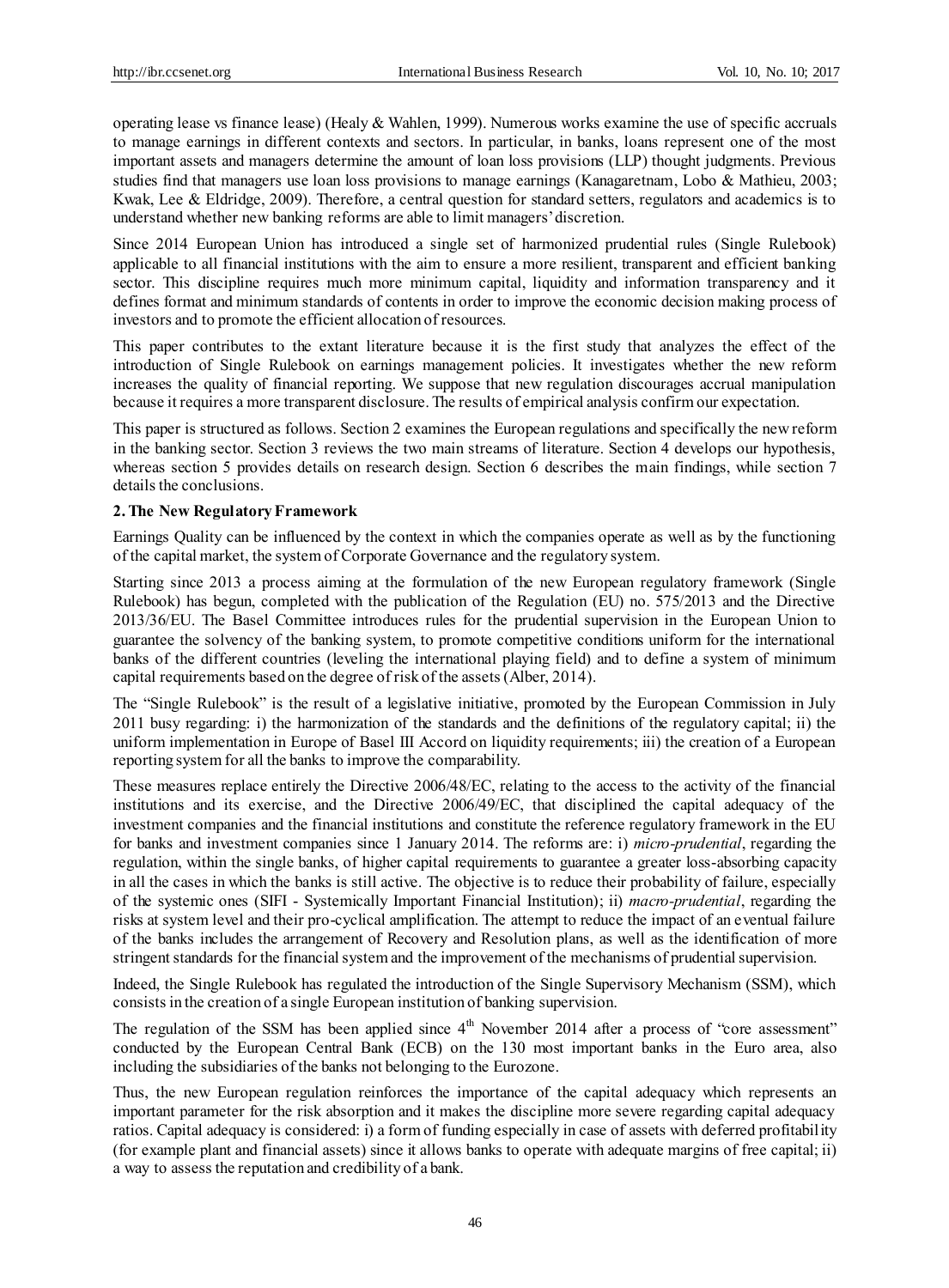operating lease vs finance lease) (Healy & Wahlen, 1999). Numerous works examine the use of specific accruals to manage earnings in different contexts and sectors. In particular, in banks, loans represent one of the most important assets and managers determine the amount of loan loss provisions (LLP) thought judgments. Previous studies find that managers use loan loss provisions to manage earnings (Kanagaretnam, Lobo & Mathieu, 2003; Kwak, Lee & Eldridge, 2009). Therefore, a central question for standard setters, regulators and academics is to understand whether new banking reforms are able to limit managers' discretion.

Since 2014 European Union has introduced a single set of harmonized prudential rules (Single Rulebook) applicable to all financial institutions with the aim to ensure a more resilient, transparent and efficient banking sector. This discipline requires much more minimum capital, liquidity and information transparency and it defines format and minimum standards of contents in order to improve the economic decision making process of investors and to promote the efficient allocation of resources.

This paper contributes to the extant literature because it is the first study that analyzes the effect of the introduction of Single Rulebook on earnings management policies. It investigates whether the new reform increases the quality of financial reporting. We suppose that new regulation discourages accrual manipulation because it requires a more transparent disclosure. The results of empirical analysis confirm our expectation.

This paper is structured as follows. Section 2 examines the European regulations and specifically the new reform in the banking sector. Section 3 reviews the two main streams of literature. Section 4 develops our hypothesis, whereas section 5 provides details on research design. Section 6 describes the main findings, while section 7 details the conclusions.

## 2. The New Regulatory Framework

Earnings Quality can be influenced by the context in which the companies operate as well as by the functioning of the capital market, the system of Corporate Governance and the regulatory system.

Starting since 2013 a process aiming at the formulation of the new European regulatory framework (Single Rulebook) has begun, completed with the publication of the Regulation (EU) no. 575/2013 and the Directive 2013/36/EU. The Basel Committee introduces rules for the prudential supervision in the European Union to guarantee the solvency of the banking system, to promote competitive conditions uniform for the international banks of the different countries (leveling the international playing field) and to define a system of minimum capital requirements based on the degree of risk of the assets (Alber, 2014).

The "Single Rulebook" is the result of a legislative initiative, promoted by the European Commission in July 2011 busy regarding: i) the harmonization of the standards and the definitions of the regulatory capital; ii) the uniform implementation in Europe of Basel III Accord on liquidity requirements; iii) the creation of a European reporting system for all the banks to improve the comparability.

These measures replace entirely the Directive 2006/48/EC, relating to the access to the activity of the financial institutions and its exercise, and the Directive 2006/49/EC, that disciplined the capital adequacy of the investment companies and the financial institutions and constitute the reference regulatory framework in the EU for banks and investment companies since 1 January 2014. The reforms are: i) *micro-prudential*, regarding the regulation, within the single banks, of higher capital requirements to guarantee a greater loss-absorbing capacity in all the cases in which the banks is still active. The objective is to reduce their probability of failure, especially of the systemic ones (SIFI - Systemically Important Financial Institution); ii) *macro-prudential*, regarding the risks at system level and their pro-cyclical amplification. The attempt to reduce the impact of an eventual failure of the banks includes the arrangement of Recovery and Resolution plans, as well as the identification of more stringent standards for the financial system and the improvement of the mechanisms of prudential supervision.

Indeed, the Single Rulebook has regulated the introduction of the Single Supervisory Mechanism (SSM), which consists in the creation of a single European institution of banking supervision.

The regulation of the SSM has been applied since 4th November 2014 after a process of "core assessment" conducted by the European Central Bank (ECB) on the 130 most important banks in the Euro area, also including the subsidiaries of the banks not belonging to the Eurozone.

Thus, the new European regulation reinforces the importance of the capital adequacy which represents an important parameter for the risk absorption and it makes the discipline more severe regarding capital adequacy ratios. Capital adequacy is considered: i) a form of funding especially in case of assets with deferred profitability (for example plant and financial assets) since it allows banks to operate with adequate margins of free capital; ii) a way to assess the reputation and credibility of a bank.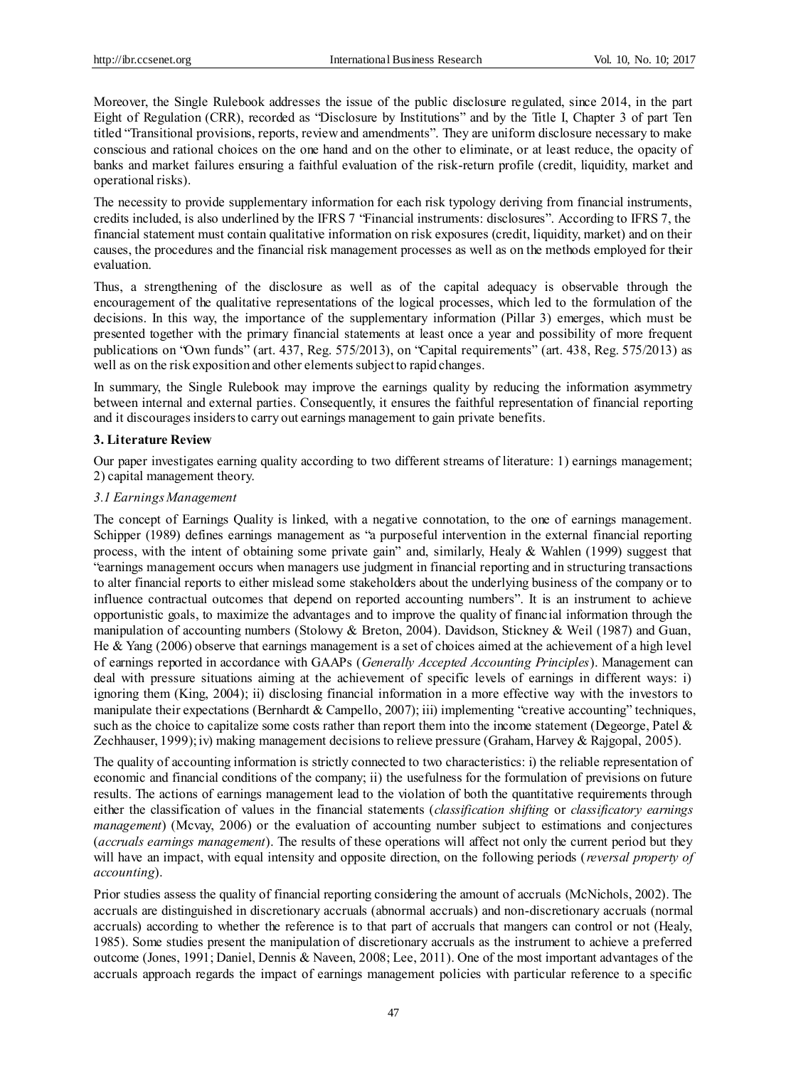Moreover, the Single Rulebook addresses the issue of the public disclosure regulated, since 2014, in the part Eight of Regulation (CRR), recorded as "Disclosure by Institutions" and by the Title I, Chapter 3 of part Ten titled "Transitional provisions, reports, review and amendments". They are uniform disclosure necessary to make conscious and rational choices on the one hand and on the other to eliminate, or at least reduce, the opacity of banks and market failures ensuring a faithful evaluation of the risk-return profile (credit, liquidity, market and operational risks).

The necessity to provide supplementary information for each risk typology deriving from financial instruments, credits included, is also underlined by the IFRS 7 "Financial instruments: disclosures". According to IFRS 7, the financial statement must contain qualitative information on risk exposures (credit, liquidity, market) and on their causes, the procedures and the financial risk management processes as well as on the methods employed for their evaluation.

Thus, a strengthening of the disclosure as well as of the capital adequacy is observable through the encouragement of the qualitative representations of the logical processes, which led to the formulation of the decisions. In this way, the importance of the supplementary information (Pillar 3) emerges, which must be presented together with the primary financial statements at least once a year and possibility of more frequent publications on "Own funds" (art. 437, Reg. 575/2013), on "Capital requirements" (art. 438, Reg. 575/2013) as well as on the risk exposition and other elements subject to rapid changes.

In summary, the Single Rulebook may improve the earnings quality by reducing the information asymmetry between internal and external parties. Consequently, it ensures the faithful representation of financial reporting and it discourages insiders to carry out earnings management to gain private benefits.

## 3. Literature Review

Our paper investigates earning quality according to two different streams of literature: 1) earnings management; 2) capital management theory.

### *3.1 Earnings Management*

The concept of Earnings Quality is linked, with a negative connotation, to the one of earnings management. Schipper (1989) defines earnings management as "a purposeful intervention in the external financial reporting process, with the intent of obtaining some private gain" and, similarly, Healy & Wahlen (1999) suggest that "earnings management occurs when managers use judgment in financial reporting and in structuring transactions to alter financial reports to either mislead some stakeholders about the underlying business of the company or to influence contractual outcomes that depend on reported accounting numbers". It is an instrument to achieve opportunistic goals, to maximize the advantages and to improve the quality of financial information through the manipulation of accounting numbers (Stolowy & Breton, 2004). Davidson, Stickney & Weil (1987) and Guan, He & Yang (2006) observe that earnings management is a set of choices aimed at the achievement of a high level of earnings reported in accordance with GAAPs (*Generally Accepted Accounting Principles*). Management can deal with pressure situations aiming at the achievement of specific levels of earnings in different ways: i) ignoring them (King, 2004); ii) disclosing financial information in a more effective way with the investors to manipulate their expectations (Bernhardt & Campello, 2007); iii) implementing "creative accounting" techniques, such as the choice to capitalize some costs rather than report them into the income statement (Degeorge, Patel & Zechhauser, 1999); iv) making management decisions to relieve pressure (Graham, Harvey & Rajgopal, 2005).

The quality of accounting information is strictly connected to two characteristics: i) the reliable representation of economic and financial conditions of the company; ii) the usefulness for the formulation of previsions on future results. The actions of earnings management lead to the violation of both the quantitative requirements through either the classification of values in the financial statements (*classification shifting* or *classificatory earnings management*) (Mcvay, 2006) or the evaluation of accounting number subject to estimations and conjectures (*accruals earnings management*). The results of these operations will affect not only the current period but they will have an impact, with equal intensity and opposite direction, on the following periods (*reversal property of accounting*).

Prior studies assess the quality of financial reporting considering the amount of accruals (McNichols, 2002). The accruals are distinguished in discretionary accruals (abnormal accruals) and non-discretionary accruals (normal accruals) according to whether the reference is to that part of accruals that mangers can control or not (Healy, 1985). Some studies present the manipulation of discretionary accruals as the instrument to achieve a preferred outcome (Jones, 1991; Daniel, Dennis & Naveen, 2008; Lee, 2011). One of the most important advantages of the accruals approach regards the impact of earnings management policies with particular reference to a specific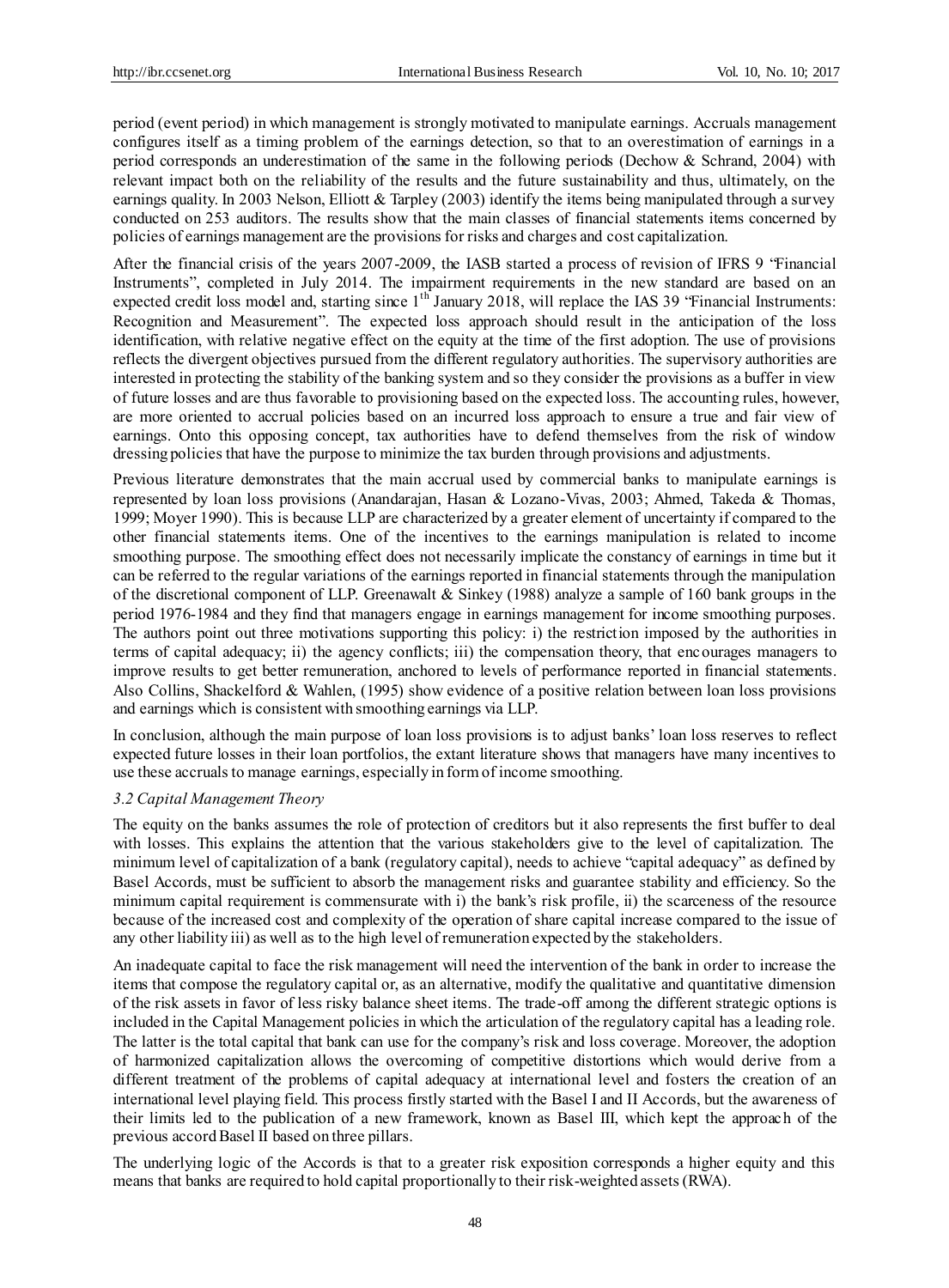period (event period) in which management is strongly motivated to manipulate earnings. Accruals management configures itself as a timing problem of the earnings detection, so that to an overestimation of earnings in a period corresponds an underestimation of the same in the following periods (Dechow & Schrand, 2004) with relevant impact both on the reliability of the results and the future sustainability and thus, ultimately, on the earnings quality. In 2003 Nelson, Elliott & Tarpley (2003) identify the items being manipulated through a survey conducted on 253 auditors. The results show that the main classes of financial statements items concerned by policies of earnings management are the provisions for risks and charges and cost capitalization.

After the financial crisis of the years 2007-2009, the IASB started a process of revision of IFRS 9 "Financial Instruments", completed in July 2014. The impairment requirements in the new standard are based on an expected credit loss model and, starting since 1[th] January 2018, will replace the IAS 39 "Financial Instruments: Recognition and Measurement". The expected loss approach should result in the anticipation of the loss identification, with relative negative effect on the equity at the time of the first adoption. The use of provisions reflects the divergent objectives pursued from the different regulatory authorities. The supervisory authorities are interested in protecting the stability of the banking system and so they consider the provisions as a buffer in view of future losses and are thus favorable to provisioning based on the expected loss. The accounting rules, however, are more oriented to accrual policies based on an incurred loss approach to ensure a true and fair view of earnings. Onto this opposing concept, tax authorities have to defend themselves from the risk of window dressing policies that have the purpose to minimize the tax burden through provisions and adjustments.

Previous literature demonstrates that the main accrual used by commercial banks to manipulate earnings is represented by loan loss provisions (Anandarajan, Hasan & Lozano-Vivas, 2003; Ahmed, Takeda & Thomas, 1999; Moyer 1990). This is because LLP are characterized by a greater element of uncertainty if compared to the other financial statements items. One of the incentives to the earnings manipulation is related to income smoothing purpose. The smoothing effect does not necessarily implicate the constancy of earnings in time but it can be referred to the regular variations of the earnings reported in financial statements through the manipulation of the discretional component of LLP. Greenawalt & Sinkey (1988) analyze a sample of 160 bank groups in the period 1976-1984 and they find that managers engage in earnings management for income smoothing purposes. The authors point out three motivations supporting this policy: i) the restriction imposed by the authorities in terms of capital adequacy; ii) the agency conflicts; iii) the compensation theory, that encourages managers to improve results to get better remuneration, anchored to levels of performance reported in financial statements. Also Collins, Shackelford & Wahlen, (1995) show evidence of a positive relation between loan loss provisions and earnings which is consistent with smoothing earnings via LLP.

In conclusion, although the main purpose of loan loss provisions is to adjust banks' loan loss reserves to reflect expected future losses in their loan portfolios, the extant literature shows that managers have many incentives to use these accruals to manage earnings, especially in form of income smoothing.

### *3.2 Capital Management Theory*

The equity on the banks assumes the role of protection of creditors but it also represents the first buffer to deal with losses. This explains the attention that the various stakeholders give to the level of capitalization. The minimum level of capitalization of a bank (regulatory capital), needs to achieve "capital adequacy" as defined by Basel Accords, must be sufficient to absorb the management risks and guarantee stability and efficiency. So the minimum capital requirement is commensurate with i) the bank's risk profile, ii) the scarceness of the resource because of the increased cost and complexity of the operation of share capital increase compared to the issue of any other liability iii) as well as to the high level of remuneration expected by the stakeholders.

An inadequate capital to face the risk management will need the intervention of the bank in order to increase the items that compose the regulatory capital or, as an alternative, modify the qualitative and quantitative dimension of the risk assets in favor of less risky balance sheet items. The trade-off among the different strategic options is included in the Capital Management policies in which the articulation of the regulatory capital has a leading role. The latter is the total capital that bank can use for the company's risk and loss coverage. Moreover, the adoption of harmonized capitalization allows the overcoming of competitive distortions which would derive from a different treatment of the problems of capital adequacy at international level and fosters the creation of an international level playing field. This process firstly started with the Basel I and II Accords, but the awareness of their limits led to the publication of a new framework, known as Basel III, which kept the approach of the previous accord Basel II based on three pillars.

The underlying logic of the Accords is that to a greater risk exposition corresponds a higher equity and this means that banks are required to hold capital proportionally to their risk-weighted assets (RWA).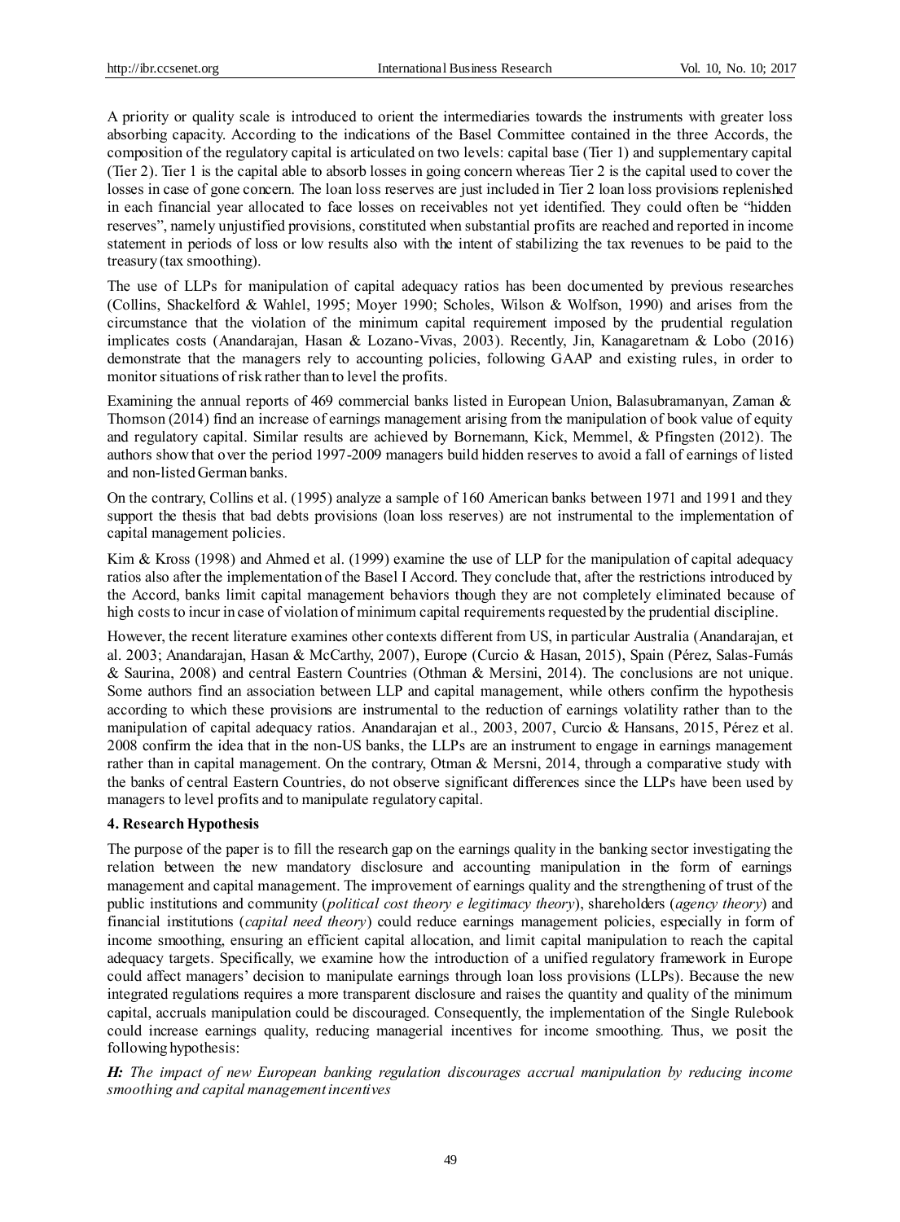A priority or quality scale is introduced to orient the intermediaries towards the instruments with greater loss absorbing capacity. According to the indications of the Basel Committee contained in the three Accords, the composition of the regulatory capital is articulated on two levels: capital base (Tier 1) and supplementary capital (Tier 2). Tier 1 is the capital able to absorb losses in going concern whereas Tier 2 is the capital used to cover the losses in case of gone concern. The loan loss reserves are just included in Tier 2 loan loss provisions replenished in each financial year allocated to face losses on receivables not yet identified. They could often be "hidden reserves", namely unjustified provisions, constituted when substantial profits are reached and reported in income statement in periods of loss or low results also with the intent of stabilizing the tax revenues to be paid to the treasury (tax smoothing).

The use of LLPs for manipulation of capital adequacy ratios has been documented by previous researches (Collins, Shackelford & Wahlel, 1995; Moyer 1990; Scholes, Wilson & Wolfson, 1990) and arises from the circumstance that the violation of the minimum capital requirement imposed by the prudential regulation implicates costs (Anandarajan, Hasan & Lozano-Vivas, 2003). Recently, Jin, Kanagaretnam & Lobo (2016) demonstrate that the managers rely to accounting policies, following GAAP and existing rules, in order to monitor situations of risk rather than to level the profits.

Examining the annual reports of 469 commercial banks listed in European Union, Balasubramanyan, Zaman & Thomson (2014) find an increase of earnings management arising from the manipulation of book value of equity and regulatory capital. Similar results are achieved by Bornemann, Kick, Memmel, & Pfingsten (2012). The authors show that over the period 1997-2009 managers build hidden reserves to avoid a fall of earnings of listed and non-listed German banks.

On the contrary, Collins et al. (1995) analyze a sample of 160 American banks between 1971 and 1991 and they support the thesis that bad debts provisions (loan loss reserves) are not instrumental to the implementation of capital management policies.

Kim & Kross (1998) and Ahmed et al. (1999) examine the use of LLP for the manipulation of capital adequacy ratios also after the implementation of the Basel I Accord. They conclude that, after the restrictions introduced by the Accord, banks limit capital management behaviors though they are not completely eliminated because of high costs to incur in case of violation of minimum capital requirements requested by the prudential discipline.

However, the recent literature examines other contexts different from US, in particular Australia (Anandarajan, et al. 2003; Anandarajan, Hasan & McCarthy, 2007), Europe (Curcio & Hasan, 2015), Spain (Pérez, Salas-Fumás & Saurina, 2008) and central Eastern Countries (Othman & Mersini, 2014). The conclusions are not unique. Some authors find an association between LLP and capital management, while others confirm the hypothesis according to which these provisions are instrumental to the reduction of earnings volatility rather than to the manipulation of capital adequacy ratios. Anandarajan et al., 2003, 2007, Curcio & Hansans, 2015, Pérez et al. 2008 confirm the idea that in the non-US banks, the LLPs are an instrument to engage in earnings management rather than in capital management. On the contrary, Otman & Mersni, 2014, through a comparative study with the banks of central Eastern Countries, do not observe significant differences since the LLPs have been used by managers to level profits and to manipulate regulatory capital.

## 4. Research Hypothesis

The purpose of the paper is to fill the research gap on the earnings quality in the banking sector investigating the relation between the new mandatory disclosure and accounting manipulation in the form of earnings management and capital management. The improvement of earnings quality and the strengthening of trust of the public institutions and community (*political cost theory e legitimacy theory*), shareholders (*agency theory*) and financial institutions (*capital need theory*) could reduce earnings management policies, especially in form of income smoothing, ensuring an efficient capital allocation, and limit capital manipulation to reach the capital adequacy targets. Specifically, we examine how the introduction of a unified regulatory framework in Europe could affect managers' decision to manipulate earnings through loan loss provisions (LLPs). Because the new integrated regulations requires a more transparent disclosure and raises the quantity and quality of the minimum capital, accruals manipulation could be discouraged. Consequently, the implementation of the Single Rulebook could increase earnings quality, reducing managerial incentives for income smoothing. Thus, we posit the following hypothesis:

***H:*** *The impact of new European banking regulation discourages accrual manipulation by reducing income smoothing and capital management incentives*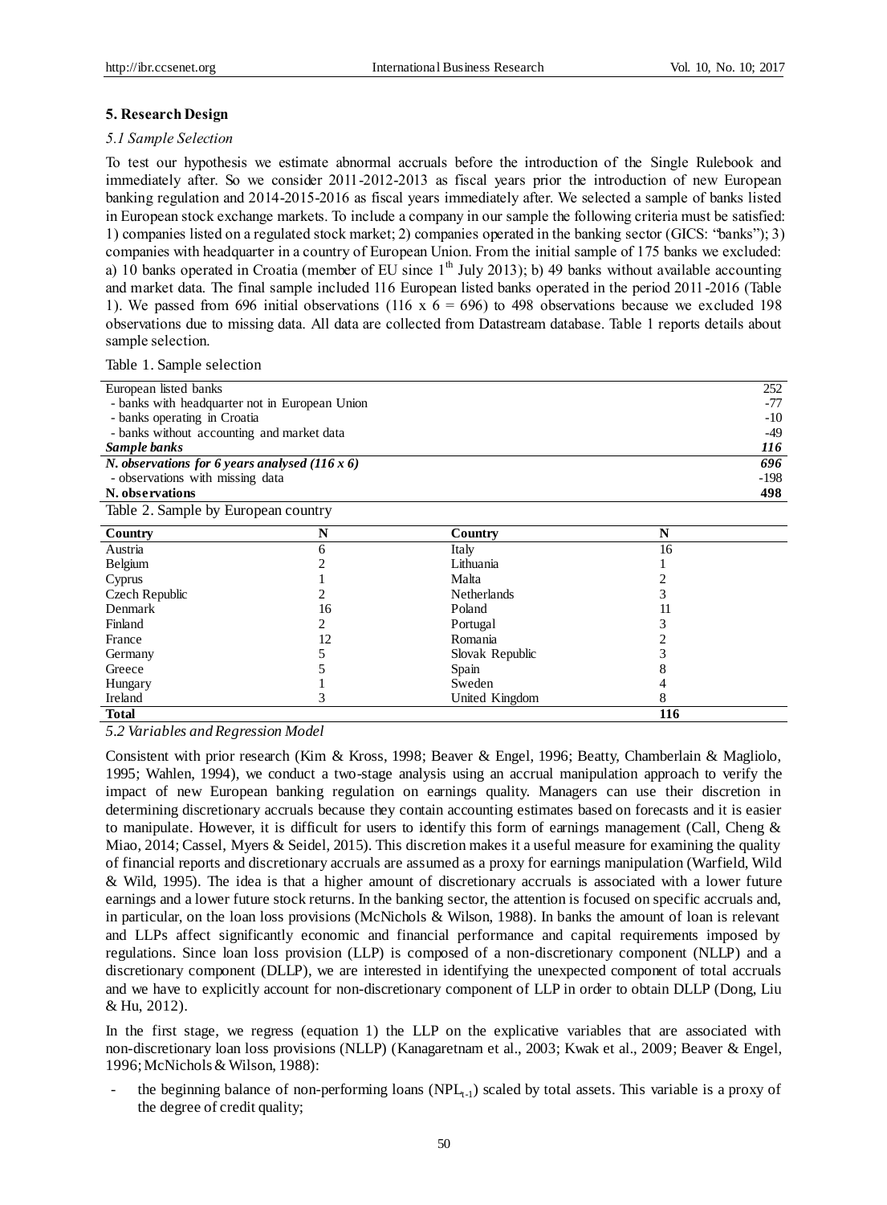## 5. Research Design

### 5.1 Sample Selection

To test our hypothesis we estimate abnormal accruals before the introduction of the Single Rulebook and immediately after. So we consider 2011-2012-2013 as fiscal years prior the introduction of new European banking regulation and 2014-2015-2016 as fiscal years immediately after. We selected a sample of banks listed in European stock exchange markets. To include a company in our sample the following criteria must be satisfied: 1) companies listed on a regulated stock market; 2) companies operated in the banking sector (GICS: "banks"); 3) companies with headquarter in a country of European Union. From the initial sample of 175 banks we excluded: a) 10 banks operated in Croatia (member of EU since 1[th] July 2013); b) 49 banks without available accounting and market data. The final sample included 116 European listed banks operated in the period 2011-2016 (Table 1). We passed from 696 initial observations (116 x 6 = 696) to 498 observations because we excluded 198 observations due to missing data. All data are collected from Datastream database. Table 1 reports details about sample selection.

Table 1. Sample selection

| | |
|---|---|
| European listed banks | 252 |
| - banks with headquarter not in European Union | -77 |
| - banks operating in Croatia | -10 |
| - banks without accounting and market data | -49 |
| ***Sample banks*** | ***116*** |
| ***N. observations for 6 years analysed (116 x 6)*** | ***696*** |
| - observations with missing data | -198 |
| **N. observations** | **498** |

Table 2. Sample by European country

| Country | N | Country | N |
|---|---|---|---|
| Austria | 6 | Italy | 16 |
| Belgium | 2 | Lithuania | 1 |
| Cyprus | 1 | Malta | 2 |
| Czech Republic | 2 | Netherlands | 3 |
| Denmark | 16 | Poland | 11 |
| Finland | 2 | Portugal | 3 |
| France | 12 | Romania | 2 |
| Germany | 5 | Slovak Republic | 3 |
| Greece | 5 | Spain | 8 |
| Hungary | 1 | Sweden | 4 |
| Ireland | 3 | United Kingdom | 8 |
| **Total** | | | **116** |

### 5.2 Variables and Regression Model

Consistent with prior research (Kim & Kross, 1998; Beaver & Engel, 1996; Beatty, Chamberlain & Magliolo, 1995; Wahlen, 1994), we conduct a two-stage analysis using an accrual manipulation approach to verify the impact of new European banking regulation on earnings quality. Managers can use their discretion in determining discretionary accruals because they contain accounting estimates based on forecasts and it is easier to manipulate. However, it is difficult for users to identify this form of earnings management (Call, Cheng & Miao, 2014; Cassel, Myers & Seidel, 2015). This discretion makes it a useful measure for examining the quality of financial reports and discretionary accruals are assumed as a proxy for earnings manipulation (Warfield, Wild & Wild, 1995). The idea is that a higher amount of discretionary accruals is associated with a lower future earnings and a lower future stock returns. In the banking sector, the attention is focused on specific accruals and, in particular, on the loan loss provisions (McNichols & Wilson, 1988). In banks the amount of loan is relevant and LLPs affect significantly economic and financial performance and capital requirements imposed by regulations. Since loan loss provision (LLP) is composed of a non-discretionary component (NLLP) and a discretionary component (DLLP), we are interested in identifying the unexpected component of total accruals and we have to explicitly account for non-discretionary component of LLP in order to obtain DLLP (Dong, Liu & Hu, 2012).

In the first stage, we regress (equation 1) the LLP on the explicative variables that are associated with non-discretionary loan loss provisions (NLLP) (Kanagaretnam et al., 2003; Kwak et al., 2009; Beaver & Engel, 1996; McNichols & Wilson, 1988):

- the beginning balance of non-performing loans ($NPL_{t-1}$) scaled by total assets. This variable is a proxy of the degree of credit quality;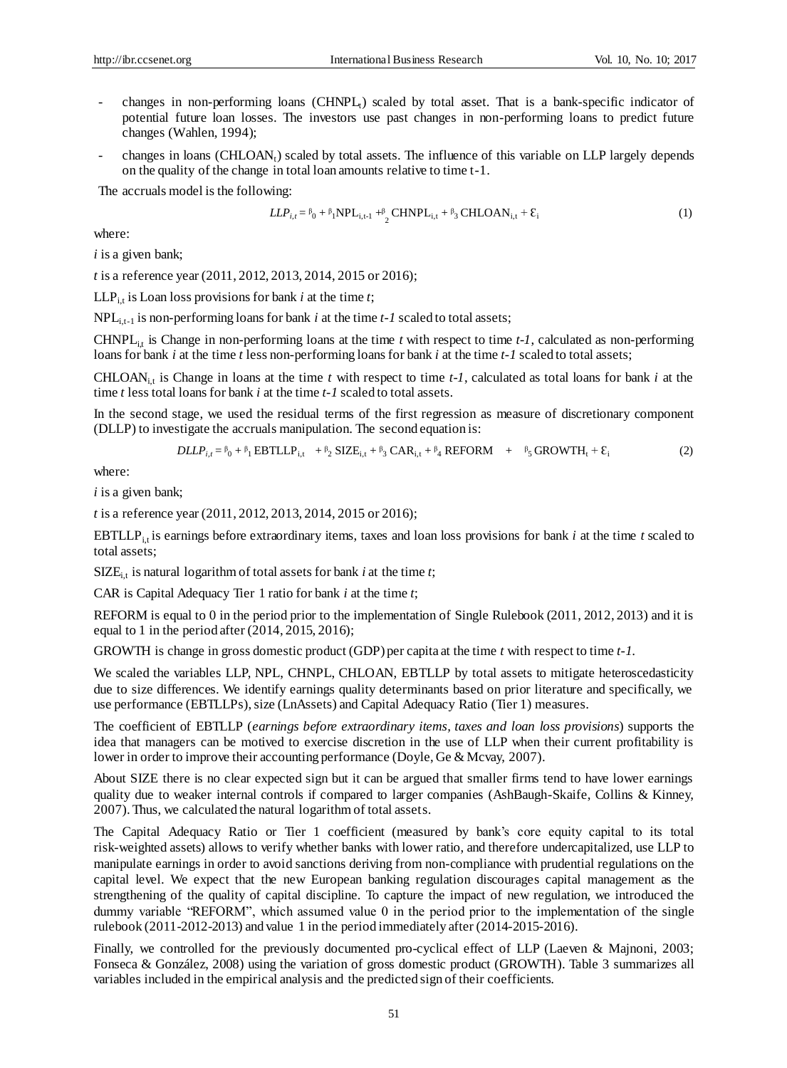- changes in non-performing loans ($CHNPL_t$) scaled by total asset. That is a bank-specific indicator of potential future loan losses. The investors use past changes in non-performing loans to predict future changes (Wahlen, 1994);
- changes in loans ($CHLOAN_t$) scaled by total assets. The influence of this variable on LLP largely depends on the quality of the change in total loan amounts relative to time t-1.

The accruals model is the following:

$$LLP_{i,t} = \beta_0 + \beta_1 NPL_{i,t-1} + \beta_2 CHNPL_{i,t} + \beta_3 CHLOAN_{i,t} + \varepsilon_i \quad (1)$$

where:

*i* is a given bank;

*t* is a reference year (2011, 2012, 2013, 2014, 2015 or 2016);

$LLP_{i,t}$ is Loan loss provisions for bank *i* at the time *t*;

$NPL_{i,t-1}$ is non-performing loans for bank *i* at the time *t-1* scaled to total assets;

$CHNPL_{i,t}$ is Change in non-performing loans at the time *t* with respect to time *t-1*, calculated as non-performing loans for bank *i* at the time *t* less non-performing loans for bank *i* at the time *t-1* scaled to total assets;

$CHLOAN_{i,t}$ is Change in loans at the time *t* with respect to time *t-1*, calculated as total loans for bank *i* at the time *t* less total loans for bank *i* at the time *t-1* scaled to total assets.

In the second stage, we used the residual terms of the first regression as measure of discretionary component (DLLP) to investigate the accruals manipulation. The second equation is:

$$DLLP_{i,t} = \beta_0 + \beta_1 EBTLLP_{i,t} + \beta_2 SIZE_{i,t} + \beta_3 CAR_{i,t} + \beta_4 REFORM + \beta_5 GROWTH_t + \varepsilon_i \quad (2)$$

where:

*i* is a given bank;

*t* is a reference year (2011, 2012, 2013, 2014, 2015 or 2016);

$EBTLLP_{i,t}$ is earnings before extraordinary items, taxes and loan loss provisions for bank *i* at the time *t* scaled to total assets;

$SIZE_{i,t}$ is natural logarithm of total assets for bank *i* at the time *t*;

CAR is Capital Adequacy Tier 1 ratio for bank *i* at the time *t*;

REFORM is equal to 0 in the period prior to the implementation of Single Rulebook (2011, 2012, 2013) and it is equal to 1 in the period after (2014, 2015, 2016);

GROWTH is change in gross domestic product (GDP) per capita at the time *t* with respect to time *t-1*.

We scaled the variables LLP, NPL, CHNPL, CHLOAN, EBTLLP by total assets to mitigate heteroscedasticity due to size differences. We identify earnings quality determinants based on prior literature and specifically, we use performance (EBTLLPs), size (LnAssets) and Capital Adequacy Ratio (Tier 1) measures.

The coefficient of EBTLLP (*earnings before extraordinary items, taxes and loan loss provisions*) supports the idea that managers can be motived to exercise discretion in the use of LLP when their current profitability is lower in order to improve their accounting performance (Doyle, Ge & Mcvay, 2007).

About SIZE there is no clear expected sign but it can be argued that smaller firms tend to have lower earnings quality due to weaker internal controls if compared to larger companies (AshBaugh-Skaife, Collins & Kinney, 2007). Thus, we calculated the natural logarithm of total assets.

The Capital Adequacy Ratio or Tier 1 coefficient (measured by bank's core equity capital to its total risk-weighted assets) allows to verify whether banks with lower ratio, and therefore undercapitalized, use LLP to manipulate earnings in order to avoid sanctions deriving from non-compliance with prudential regulations on the capital level. We expect that the new European banking regulation discourages capital management as the strengthening of the quality of capital discipline. To capture the impact of new regulation, we introduced the dummy variable "REFORM", which assumed value 0 in the period prior to the implementation of the single rulebook (2011-2012-2013) and value 1 in the period immediately after (2014-2015-2016).

Finally, we controlled for the previously documented pro-cyclical effect of LLP (Laeven & Majnoni, 2003; Fonseca & González, 2008) using the variation of gross domestic product (GROWTH). Table 3 summarizes all variables included in the empirical analysis and the predicted sign of their coefficients.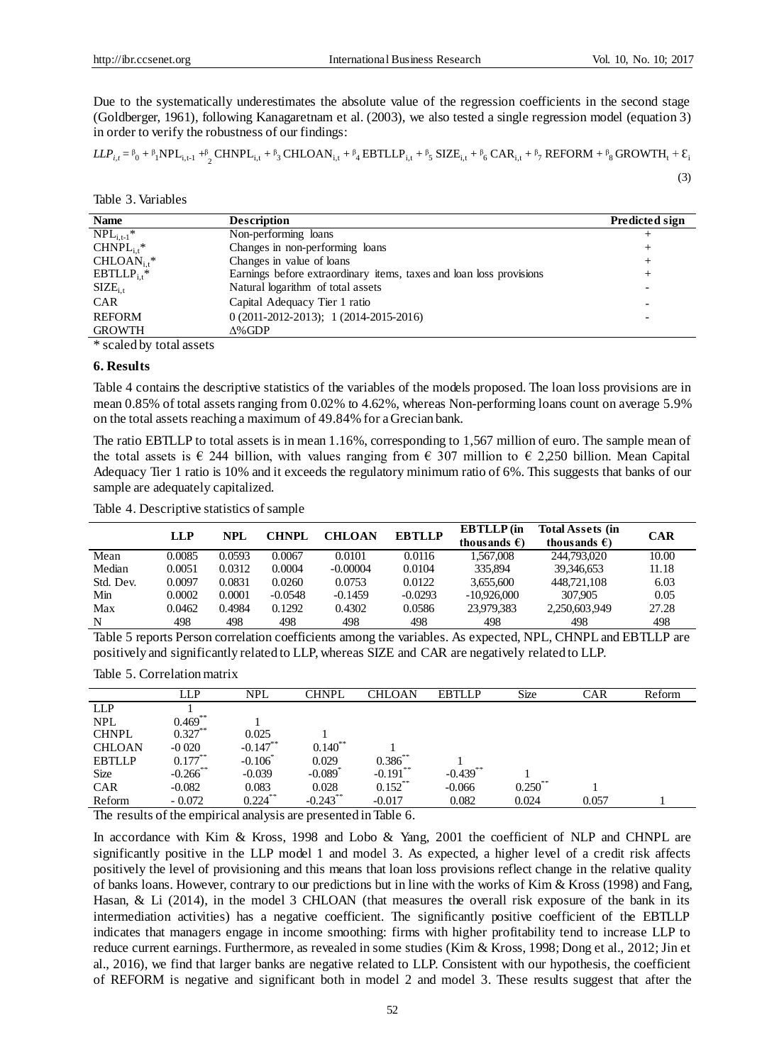Due to the systematically underestimates the absolute value of the regression coefficients in the second stage (Goldberger, 1961), following Kanagaretnam et al. (2003), we also tested a single regression model (equation 3) in order to verify the robustness of our findings:

$$LLP_{i,t} = \beta_0 + \beta_1 NPL_{i,t-1} + \beta_2 CHNPL_{i,t} + \beta_3 CHLOAN_{i,t} + \beta_4 EBTLLP_{i,t} + \beta_5 SIZE_{i,t} + \beta_6 CAR_{i,t} + \beta_7 REFORM + \beta_8 GROWTH_t + \varepsilon_i \quad (3)$$

Table 3. Variables

| Name | Description | Predicted sign |
|---|---|---|
| $NPL_{i,t-1}$* | Non-performing loans | + |
| $CHNPL_{i,t}$* | Changes in non-performing loans | + |
| $CHLOAN_{i,t}$* | Changes in value of loans | + |
| $EBTLLP_{i,t}$* | Earnings before extraordinary items, taxes and loan loss provisions | + |
| $SIZE_{i,t}$ | Natural logarithm of total assets | - |
| CAR | Capital Adequacy Tier 1 ratio | - |
| REFORM | 0 (2011-2012-2013); 1 (2014-2015-2016) | - |
| GROWTH | Δ%GDP | |

\* scaled by total assets

### 6. Results

Table 4 contains the descriptive statistics of the variables of the models proposed. The loan loss provisions are in mean 0.85% of total assets ranging from 0.02% to 4.62%, whereas Non-performing loans count on average 5.9% on the total assets reaching a maximum of 49.84% for a Grecian bank.

The ratio EBTLLP to total assets is in mean 1.16%, corresponding to 1,567 million of euro. The sample mean of the total assets is € 244 billion, with values ranging from € 307 million to € 2,250 billion. Mean Capital Adequacy Tier 1 ratio is 10% and it exceeds the regulatory minimum ratio of 6%. This suggests that banks of our sample are adequately capitalized.

Table 4. Descriptive statistics of sample

| | LLP | NPL | CHNPL | CHLOAN | EBTLLP | EBTLLP (in thousands €) | Total Assets (in thousands €) | CAR |
|---|---|---|---|---|---|---|---|---|
| Mean | 0.0085 | 0.0593 | 0.0067 | 0.0101 | 0.0116 | 1,567,008 | 244,793,020 | 10.00 |
| Median | 0.0051 | 0.0312 | 0.0004 | -0.00004 | 0.0104 | 335,894 | 39,346,653 | 11.18 |
| Std. Dev. | 0.0097 | 0.0831 | 0.0260 | 0.0753 | 0.0122 | 3,655,600 | 448,721,108 | 6.03 |
| Min | 0.0002 | 0.0001 | -0.0548 | -0.1459 | -0.0293 | -10,926,000 | 307,905 | 0.05 |
| Max | 0.0462 | 0.4984 | 0.1292 | 0.4302 | 0.0586 | 23,979,383 | 2,250,603,949 | 27.28 |
| N | 498 | 498 | 498 | 498 | 498 | 498 | 498 | 498 |

Table 5 reports Person correlation coefficients among the variables. As expected, NPL, CHNPL and EBTLLP are positively and significantly related to LLP, whereas SIZE and CAR are negatively related to LLP.

Table 5. Correlation matrix

| | LLP | NPL | CHNPL | CHLOAN | EBTLLP | Size | CAR | Reform |
|---|---|---|---|---|---|---|---|---|
| LLP | 1 | | | | | | | |
| NPL | 0.469** | 1 | | | | | | |
| CHNPL | 0.327** | 0.025 | 1 | | | | | |
| CHLOAN | -0 020 | -0.147** | 0.140** | 1 | | | | |
| EBTLLP | 0.177** | -0.106* | 0.029 | 0.386** | 1 | | | |
| Size | -0.266** | -0.039 | -0.089* | -0.191** | -0.439** | 1 | | |
| CAR | -0.082 | 0.083 | 0.028 | 0.152** | -0.066 | 0.250** | 1 | |
| Reform | - 0.072 | 0.224** | -0.243** | -0.017 | 0.082 | 0.024 | 0.057 | 1 |

The results of the empirical analysis are presented in Table 6.

In accordance with Kim & Kross, 1998 and Lobo & Yang, 2001 the coefficient of NLP and CHNPL are significantly positive in the LLP model 1 and model 3. As expected, a higher level of a credit risk affects positively the level of provisioning and this means that loan loss provisions reflect change in the relative quality of banks loans. However, contrary to our predictions but in line with the works of Kim & Kross (1998) and Fang, Hasan, & Li (2014), in the model 3 CHLOAN (that measures the overall risk exposure of the bank in its intermediation activities) has a negative coefficient. The significantly positive coefficient of the EBTLLP indicates that managers engage in income smoothing: firms with higher profitability tend to increase LLP to reduce current earnings. Furthermore, as revealed in some studies (Kim & Kross, 1998; Dong et al., 2012; Jin et al., 2016), we find that larger banks are negative related to LLP. Consistent with our hypothesis, the coefficient of REFORM is negative and significant both in model 2 and model 3. These results suggest that after the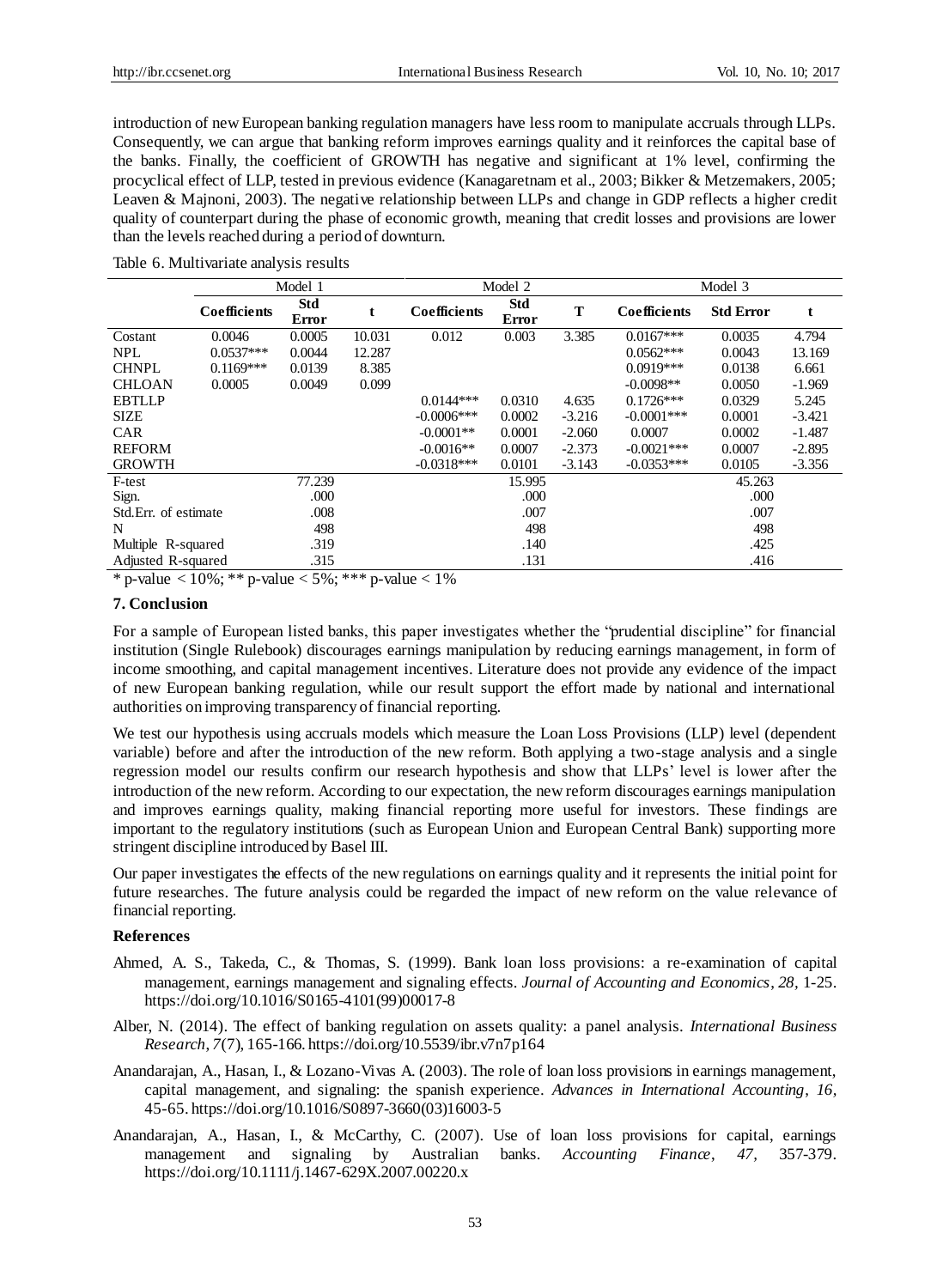introduction of new European banking regulation managers have less room to manipulate accruals through LLPs. Consequently, we can argue that banking reform improves earnings quality and it reinforces the capital base of the banks. Finally, the coefficient of GROWTH has negative and significant at 1% level, confirming the procyclical effect of LLP, tested in previous evidence (Kanagaretnam et al., 2003; Bikker & Metzemakers, 2005; Leaven & Majnoni, 2003). The negative relationship between LLPs and change in GDP reflects a higher credit quality of counterpart during the phase of economic growth, meaning that credit losses and provisions are lower than the levels reached during a period of downturn.

Table 6. Multivariate analysis results

| | Model 1 | | | Model 2 | | | Model 3 | | |
|---|---|---|---|---|---|---|---|---|---|
| | **Coefficients** | **Std Error** | **t** | **Coefficients** | **Std Error** | **T** | **Coefficients** | **Std Error** | **t** |
| Costant | 0.0046 | 0.0005 | 10.031 | 0.012 | 0.003 | 3.385 | 0.0167*** | 0.0035 | 4.794 |
| NPL | 0.0537*** | 0.0044 | 12.287 | | | | 0.0562*** | 0.0043 | 13.169 |
| CHNPL | 0.1169*** | 0.0139 | 8.385 | | | | 0.0919*** | 0.0138 | 6.661 |
| CHLOAN | 0.0005 | 0.0049 | 0.099 | | | | -0.0098** | 0.0050 | -1.969 |
| EBTLLP | | | | 0.0144*** | 0.0310 | 4.635 | 0.1726*** | 0.0329 | 5.245 |
| SIZE | | | | -0.0006*** | 0.0002 | -3.216 | -0.0001*** | 0.0001 | -3.421 |
| CAR | | | | -0.0001** | 0.0001 | -2.060 | 0.0007 | 0.0002 | -1.487 |
| REFORM | | | | -0.0016** | 0.0007 | -2.373 | -0.0021*** | 0.0007 | -2.895 |
| GROWTH | | | | -0.0318*** | 0.0101 | -3.143 | -0.0353*** | 0.0105 | -3.356 |
| F-test | | 77.239 | | | 15.995 | | | 45.263 | |
| Sign. | | .000 | | | .000 | | | .000 | |
| Std.Err. of estimate | | .008 | | | .007 | | | .007 | |
| N | | 498 | | | 498 | | | 498 | |
| Multiple R-squared | | .319 | | | .140 | | | .425 | |
| Adjusted R-squared | | .315 | | | .131 | | | .416 | |

* p-value < 10%; ** p-value < 5%; *** p-value < 1%

## 7. Conclusion

For a sample of European listed banks, this paper investigates whether the "prudential discipline" for financial institution (Single Rulebook) discourages earnings manipulation by reducing earnings management, in form of income smoothing, and capital management incentives. Literature does not provide any evidence of the impact of new European banking regulation, while our result support the effort made by national and international authorities on improving transparency of financial reporting.

We test our hypothesis using accruals models which measure the Loan Loss Provisions (LLP) level (dependent variable) before and after the introduction of the new reform. Both applying a two-stage analysis and a single regression model our results confirm our research hypothesis and show that LLPs' level is lower after the introduction of the new reform. According to our expectation, the new reform discourages earnings manipulation and improves earnings quality, making financial reporting more useful for investors. These findings are important to the regulatory institutions (such as European Union and European Central Bank) supporting more stringent discipline introduced by Basel III.

Our paper investigates the effects of the new regulations on earnings quality and it represents the initial point for future researches. The future analysis could be regarded the impact of new reform on the value relevance of financial reporting.

## References

Ahmed, A. S., Takeda, C., & Thomas, S. (1999). Bank loan loss provisions: a re-examination of capital management, earnings management and signaling effects. *Journal of Accounting and Economics*, *28*, 1-25. https://doi.org/10.1016/S0165-4101(99)00017-8

Alber, N. (2014). The effect of banking regulation on assets quality: a panel analysis. *International Business Research*, *7*(7), 165-166. https://doi.org/10.5539/ibr.v7n7p164

Anandarajan, A., Hasan, I., & Lozano-Vivas A. (2003). The role of loan loss provisions in earnings management, capital management, and signaling: the spanish experience. *Advances in International Accounting*, *16*, 45-65. https://doi.org/10.1016/S0897-3660(03)16003-5

Anandarajan, A., Hasan, I., & McCarthy, C. (2007). Use of loan loss provisions for capital, earnings management and signaling by Australian banks. *Accounting Finance*, *47*, 357-379. https://doi.org/10.1111/j.1467-629X.2007.00220.x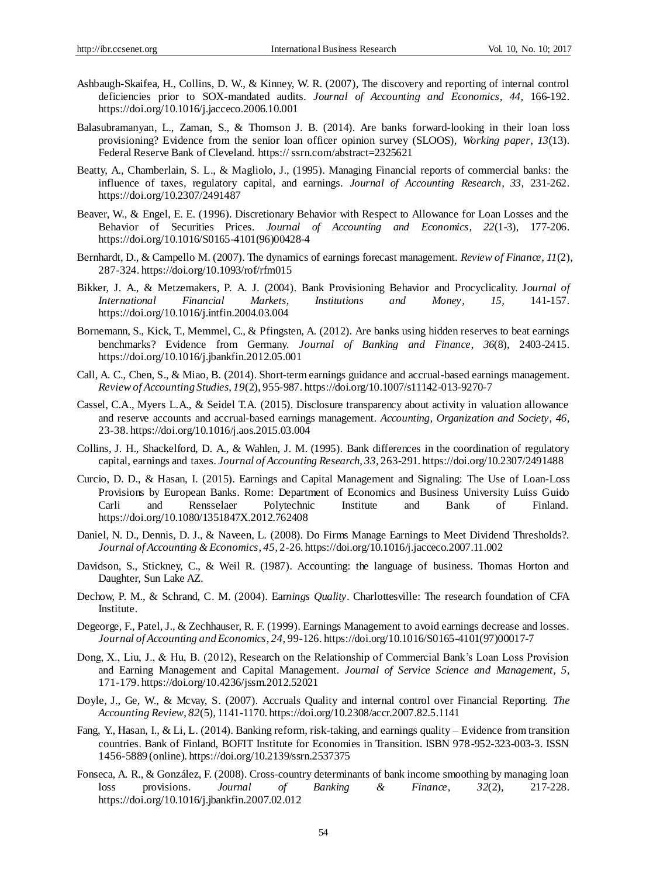Ashbaugh-Skaifea, H., Collins, D. W., & Kinney, W. R. (2007), The discovery and reporting of internal control deficiencies prior to SOX-mandated audits. *Journal of Accounting and Economics*, *44,* 166-192. https://doi.org/10.1016/j.jacceco.2006.10.001

Balasubramanyan, L., Zaman, S., & Thomson J. B. (2014). Are banks forward-looking in their loan loss provisioning? Evidence from the senior loan officer opinion survey (SLOOS), *Working paper*, *13*(13). Federal Reserve Bank of Cleveland. https:// ssrn.com/abstract=2325621

Beatty, A., Chamberlain, S. L., & Magliolo, J., (1995). Managing Financial reports of commercial banks: the influence of taxes, regulatory capital, and earnings. *Journal of Accounting Research*, *33*, 231-262. https://doi.org/10.2307/2491487

Beaver, W., & Engel, E. E. (1996). Discretionary Behavior with Respect to Allowance for Loan Losses and the Behavior of Securities Prices. *Journal of Accounting and Economics*, *22*(1-3), 177-206. https://doi.org/10.1016/S0165-4101(96)00428-4

Bernhardt, D., & Campello M. (2007). The dynamics of earnings forecast management. *Review of Finance*, *11*(2), 287-324. https://doi.org/10.1093/rof/rfm015

Bikker, J. A., & Metzemakers, P. A. J. (2004). Bank Provisioning Behavior and Procyclicality. *Journal of International Financial Markets, Institutions and Money*, *15*, 141-157. https://doi.org/10.1016/j.intfin.2004.03.004

Bornemann, S., Kick, T., Memmel, C., & Pfingsten, A. (2012). Are banks using hidden reserves to beat earnings benchmarks? Evidence from Germany. *Journal of Banking and Finance*, *36*(8), 2403-2415. https://doi.org/10.1016/j.jbankfin.2012.05.001

Call, A. C., Chen, S., & Miao, B. (2014). Short-term earnings guidance and accrual-based earnings management. *Review of Accounting Studies*, *19*(2), 955-987. https://doi.org/10.1007/s11142-013-9270-7

Cassel, C.A., Myers L.A., & Seidel T.A. (2015). Disclosure transparency about activity in valuation allowance and reserve accounts and accrual-based earnings management. *Accounting, Organization and Society*, *46*, 23-38. https://doi.org/10.1016/j.aos.2015.03.004

Collins, J. H., Shackelford, D. A., & Wahlen, J. M. (1995). Bank differences in the coordination of regulatory capital, earnings and taxes. *Journal of Accounting Research*, *33*, 263-291. https://doi.org/10.2307/2491488

Curcio, D. D., & Hasan, I. (2015). Earnings and Capital Management and Signaling: The Use of Loan-Loss Provisions by European Banks. Rome: Department of Economics and Business University Luiss Guido Carli and Rensselaer Polytechnic Institute and Bank of Finland. https://doi.org/10.1080/1351847X.2012.762408

Daniel, N. D., Dennis, D. J., & Naveen, L. (2008). Do Firms Manage Earnings to Meet Dividend Thresholds?. *Journal of Accounting & Economics*, *45*, 2-26. https://doi.org/10.1016/j.jacceco.2007.11.002

Davidson, S., Stickney, C., & Weil R. (1987). Accounting: the language of business. Thomas Horton and Daughter, Sun Lake AZ.

Dechow, P. M., & Schrand, C. M. (2004). *Earnings Quality*. Charlottesville: The research foundation of CFA Institute.

Degeorge, F., Patel, J., & Zechhauser, R. F. (1999). Earnings Management to avoid earnings decrease and losses. *Journal of Accounting and Economics*, *24,* 99-126. https://doi.org/10.1016/S0165-4101(97)00017-7

Dong, X., Liu, J., & Hu, B. (2012), Research on the Relationship of Commercial Bank's Loan Loss Provision and Earning Management and Capital Management. *Journal of Service Science and Management*, *5*, 171-179. https://doi.org/10.4236/jssm.2012.52021

Doyle, J., Ge, W., & Mcvay, S. (2007). Accruals Quality and internal control over Financial Reporting. *The Accounting Review*, *82*(5), 1141-1170. https://doi.org/10.2308/accr.2007.82.5.1141

Fang, Y., Hasan, I., & Li, L. (2014). Banking reform, risk-taking, and earnings quality – Evidence from transition countries. Bank of Finland, BOFIT Institute for Economies in Transition. ISBN 978-952-323-003-3. ISSN 1456-5889 (online). https://doi.org/10.2139/ssrn.2537375

Fonseca, A. R., & González, F. (2008). Cross-country determinants of bank income smoothing by managing loan loss provisions. *Journal of Banking & Finance*, *32*(2), 217-228. https://doi.org/10.1016/j.jbankfin.2007.02.012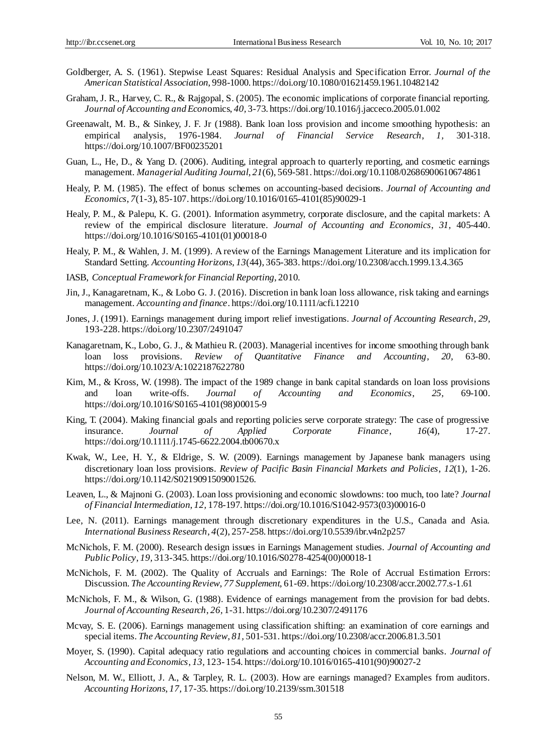Goldberger, A. S. (1961). Stepwise Least Squares: Residual Analysis and Specification Error. *Journal of the American Statistical Association*, 998-1000. https://doi.org/10.1080/01621459.1961.10482142

Graham, J. R., Harvey, C. R., & Rajgopal, S. (2005). The economic implications of corporate financial reporting. *Journal of Accounting and Economics*, *40*, 3-73. https://doi.org/10.1016/j.jacceco.2005.01.002

Greenawalt, M. B., & Sinkey, J. F. Jr (1988). Bank loan loss provision and income smoothing hypothesis: an empirical analysis, 1976-1984. *Journal of Financial Service Research*, *1*, 301-318. https://doi.org/10.1007/BF00235201

Guan, L., He, D., & Yang D. (2006). Auditing, integral approach to quarterly reporting, and cosmetic earnings management. *Managerial Auditing Journal*, *21*(6), 569-581. https://doi.org/10.1108/02686900610674861

Healy, P. M. (1985). The effect of bonus schemes on accounting-based decisions. *Journal of Accounting and Economics*, *7*(1-3), 85-107. https://doi.org/10.1016/0165-4101(85)90029-1

Healy, P. M., & Palepu, K. G. (2001). Information asymmetry, corporate disclosure, and the capital markets: A review of the empirical disclosure literature. *Journal of Accounting and Economics*, *31*, 405-440. https://doi.org/10.1016/S0165-4101(01)00018-0

Healy, P. M., & Wahlen, J. M. (1999). A review of the Earnings Management Literature and its implication for Standard Setting. *Accounting Horizons*, *13*(44), 365-383. https://doi.org/10.2308/acch.1999.13.4.365

IASB, *Conceptual Framework for Financial Reporting*, 2010.

Jin, J., Kanagaretnam, K., & Lobo G. J. (2016). Discretion in bank loan loss allowance, risk taking and earnings management. *Accounting and finance*. https://doi.org/10.1111/acfi.12210

Jones, J. (1991). Earnings management during import relief investigations. *Journal of Accounting Research*, *29*, 193-228. https://doi.org/10.2307/2491047

Kanagaretnam, K., Lobo, G. J., & Mathieu R. (2003). Managerial incentives for income smoothing through bank loan loss provisions. *Review of Quantitative Finance and Accounting*, *20*, 63-80. https://doi.org/10.1023/A:1022187622780

Kim, M., & Kross, W. (1998). The impact of the 1989 change in bank capital standards on loan loss provisions and loan write-offs. *Journal of Accounting and Economics*, *25*, 69-100. https://doi.org/10.1016/S0165-4101(98)00015-9

King, T. (2004). Making financial goals and reporting policies serve corporate strategy: The case of progressive insurance. *Journal of Applied Corporate Finance*, *16*(4), 17-27. https://doi.org/10.1111/j.1745-6622.2004.tb00670.x

Kwak, W., Lee, H. Y., & Eldrige, S. W. (2009). Earnings management by Japanese bank managers using discretionary loan loss provisions. *Review of Pacific Basin Financial Markets and Policies*, *12*(1), 1-26. https://doi.org/10.1142/S0219091509001526.

Leaven, L., & Majnoni G. (2003). Loan loss provisioning and economic slowdowns: too much, too late? *Journal of Financial Intermediation*, *12*, 178-197. https://doi.org/10.1016/S1042-9573(03)00016-0

Lee, N. (2011). Earnings management through discretionary expenditures in the U.S., Canada and Asia. *International Business Research*, *4*(2), 257-258. https://doi.org/10.5539/ibr.v4n2p257

McNichols, F. M. (2000). Research design issues in Earnings Management studies. *Journal of Accounting and Public Policy*, *19*, 313-345. https://doi.org/10.1016/S0278-4254(00)00018-1

McNichols, F. M. (2002). The Quality of Accruals and Earnings: The Role of Accrual Estimation Errors: Discussion. *The Accounting Review*, *77 Supplement*, 61-69. https://doi.org/10.2308/accr.2002.77.s-1.61

McNichols, F. M., & Wilson, G. (1988). Evidence of earnings management from the provision for bad debts. *Journal of Accounting Research*, *26*, 1-31. https://doi.org/10.2307/2491176

Mcvay, S. E. (2006). Earnings management using classification shifting: an examination of core earnings and special items. *The Accounting Review*, *81*, 501-531. https://doi.org/10.2308/accr.2006.81.3.501

Moyer, S. (1990). Capital adequacy ratio regulations and accounting choices in commercial banks. *Journal of Accounting and Economics*, *13*, 123-154. https://doi.org/10.1016/0165-4101(90)90027-2

Nelson, M. W., Elliott, J. A., & Tarpley, R. L. (2003). How are earnings managed? Examples from auditors. *Accounting Horizons*, *17*, 17-35. https://doi.org/10.2139/ssrn.301518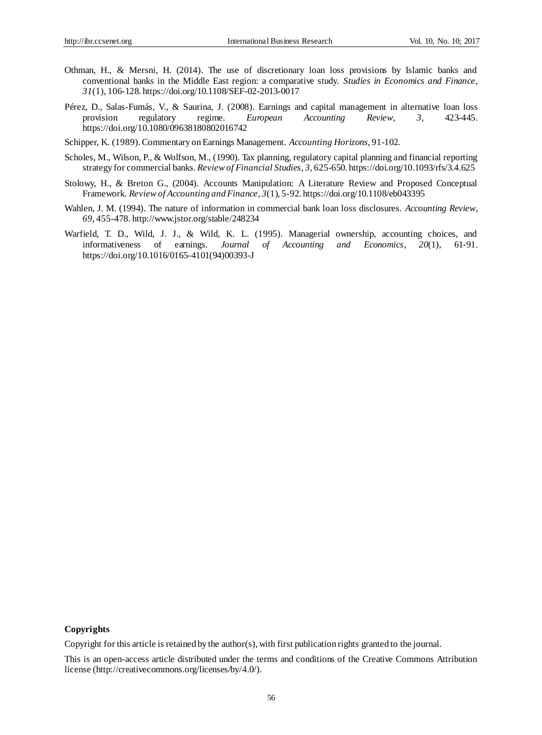Othman, H., & Mersni, H. (2014). The use of discretionary loan loss provisions by Islamic banks and conventional banks in the Middle East region: a comparative study. *Studies in Economics and Finance*, *31*(1), 106-128. https://doi.org/10.1108/SEF-02-2013-0017

Pérez, D., Salas-Fumás, V., & Saurina, J. (2008). Earnings and capital management in alternative loan loss provision regulatory regime. *European Accounting Review*, *3*, 423-445. https://doi.org/10.1080/09638180802016742

Schipper, K. (1989). Commentary on Earnings Management. *Accounting Horizons*, 91-102.

Scholes, M., Wilson, P., & Wolfson, M., (1990). Tax planning, regulatory capital planning and financial reporting strategy for commercial banks. *Review of Financial Studies*, *3*, 625-650. https://doi.org/10.1093/rfs/3.4.625

Stolowy, H., & Breton G., (2004). Accounts Manipulation: A Literature Review and Proposed Conceptual Framework. *Review of Accounting and Finance*, *3*(1), 5-92. https://doi.org/10.1108/eb043395

Wahlen, J. M. (1994). The nature of information in commercial bank loan loss disclosures. *Accounting Review*, *69*, 455-478. http://www.jstor.org/stable/248234

Warfield, T. D., Wild, J. J., & Wild, K. L. (1995). Managerial ownership, accounting choices, and informativeness of earnings. *Journal of Accounting and Economics*, *20*(1), 61-91. https://doi.org/10.1016/0165-4101(94)00393-J

**Copyrights**

Copyright for this article is retained by the author(s), with first publication rights granted to the journal.

This is an open-access article distributed under the terms and conditions of the Creative Commons Attribution license (http://creativecommons.org/licenses/by/4.0/).